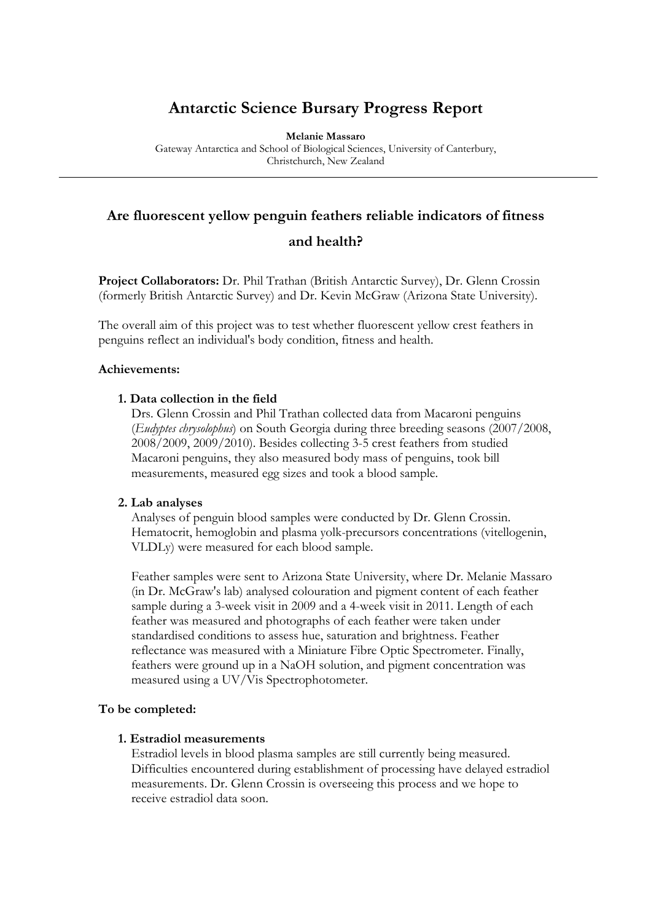# Antarctic Science Bursary Progress Report

**Melanie Massaro**

Gateway Antarctica and School of Biological Sciences, University of Canterbury, Christchurch, New Zealand

---

## Are fluorescent yellow penguin feathers reliable indicators of fitness and health?

**Project Collaborators:** Dr. Phil Trathan (British Antarctic Survey), Dr. Glenn Crossin (formerly British Antarctic Survey) and Dr. Kevin McGraw (Arizona State University).

The overall aim of this project was to test whether fluorescent yellow crest feathers in penguins reflect an individual's body condition, fitness and health.

**Achievements:**

1. **Data collection in the field**
   Drs. Glenn Crossin and Phil Trathan collected data from Macaroni penguins (*Eudyptes chrysolophus*) on South Georgia during three breeding seasons (2007/2008, 2008/2009, 2009/2010). Besides collecting 3-5 crest feathers from studied Macaroni penguins, they also measured body mass of penguins, took bill measurements, measured egg sizes and took a blood sample.

2. **Lab analyses**
   Analyses of penguin blood samples were conducted by Dr. Glenn Crossin. Hematocrit, hemoglobin and plasma yolk-precursors concentrations (vitellogenin, VLDLy) were measured for each blood sample.

   Feather samples were sent to Arizona State University, where Dr. Melanie Massaro (in Dr. McGraw's lab) analysed colouration and pigment content of each feather sample during a 3-week visit in 2009 and a 4-week visit in 2011. Length of each feather was measured and photographs of each feather were taken under standardised conditions to assess hue, saturation and brightness. Feather reflectance was measured with a Miniature Fibre Optic Spectrometer. Finally, feathers were ground up in a NaOH solution, and pigment concentration was measured using a UV/Vis Spectrophotometer.

**To be completed:**

1. **Estradiol measurements**
   Estradiol levels in blood plasma samples are still currently being measured. Difficulties encountered during establishment of processing have delayed estradiol measurements. Dr. Glenn Crossin is overseeing this process and we hope to receive estradiol data soon.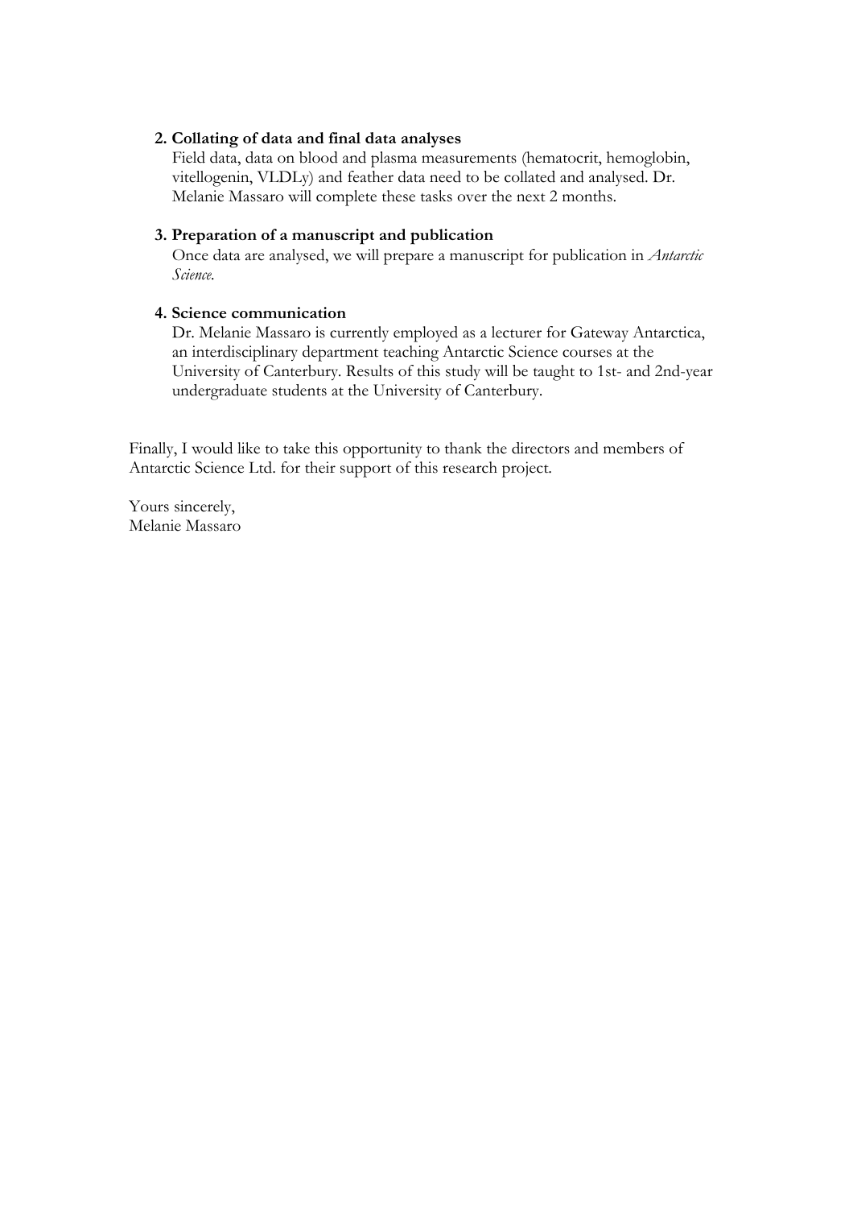2. **Collating of data and final data analyses**
   Field data, data on blood and plasma measurements (hematocrit, hemoglobin, vitellogenin, VLDLy) and feather data need to be collated and analysed. Dr. Melanie Massaro will complete these tasks over the next 2 months.

3. **Preparation of a manuscript and publication**
   Once data are analysed, we will prepare a manuscript for publication in *Antarctic Science*.

4. **Science communication**
   Dr. Melanie Massaro is currently employed as a lecturer for Gateway Antarctica, an interdisciplinary department teaching Antarctic Science courses at the University of Canterbury. Results of this study will be taught to 1st- and 2nd-year undergraduate students at the University of Canterbury.

Finally, I would like to take this opportunity to thank the directors and members of Antarctic Science Ltd. for their support of this research project.

Yours sincerely,
Melanie Massaro